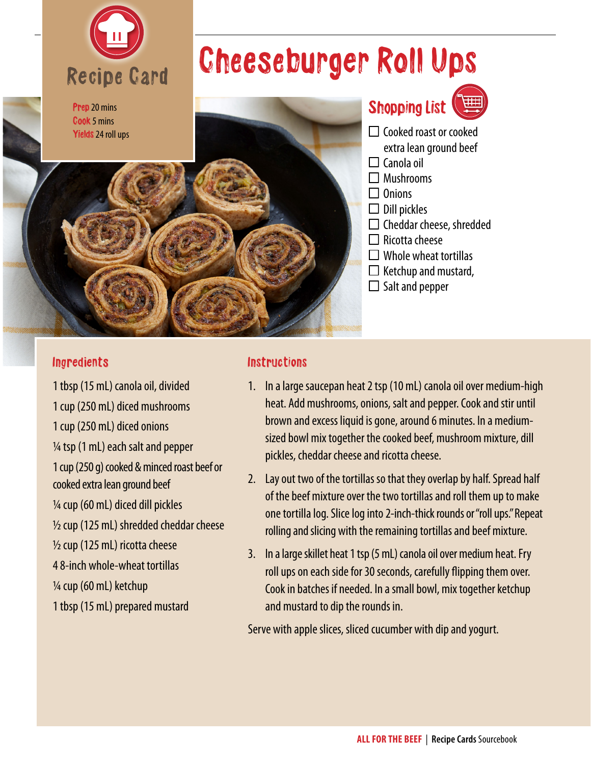Recipe Card

# Cheeseburger Roll Ups

**Prep** 20 mins
**Cook** 5 mins
**Yields** 24 roll ups

## Shopping List

- [ ] Cooked roast or cooked extra lean ground beef
- [ ] Canola oil
- [ ] Mushrooms
- [ ] Onions
- [ ] Dill pickles
- [ ] Cheddar cheese, shredded
- [ ] Ricotta cheese
- [ ] Whole wheat tortillas
- [ ] Ketchup and mustard,
- [ ] Salt and pepper

## Ingredients

1 tbsp (15 mL) canola oil, divided
1 cup (250 mL) diced mushrooms
1 cup (250 mL) diced onions
¼ tsp (1 mL) each salt and pepper
1 cup (250 g) cooked & minced roast beef or cooked extra lean ground beef
¼ cup (60 mL) diced dill pickles
½ cup (125 mL) shredded cheddar cheese
½ cup (125 mL) ricotta cheese
4 8-inch whole-wheat tortillas
¼ cup (60 mL) ketchup
1 tbsp (15 mL) prepared mustard

## Instructions

1. In a large saucepan heat 2 tsp (10 mL) canola oil over medium-high heat. Add mushrooms, onions, salt and pepper. Cook and stir until brown and excess liquid is gone, around 6 minutes. In a medium-sized bowl mix together the cooked beef, mushroom mixture, dill pickles, cheddar cheese and ricotta cheese.
2. Lay out two of the tortillas so that they overlap by half. Spread half of the beef mixture over the two tortillas and roll them up to make one tortilla log. Slice log into 2-inch-thick rounds or "roll ups." Repeat rolling and slicing with the remaining tortillas and beef mixture.
3. In a large skillet heat 1 tsp (5 mL) canola oil over medium heat. Fry roll ups on each side for 30 seconds, carefully flipping them over. Cook in batches if needed. In a small bowl, mix together ketchup and mustard to dip the rounds in.

Serve with apple slices, sliced cucumber with dip and yogurt.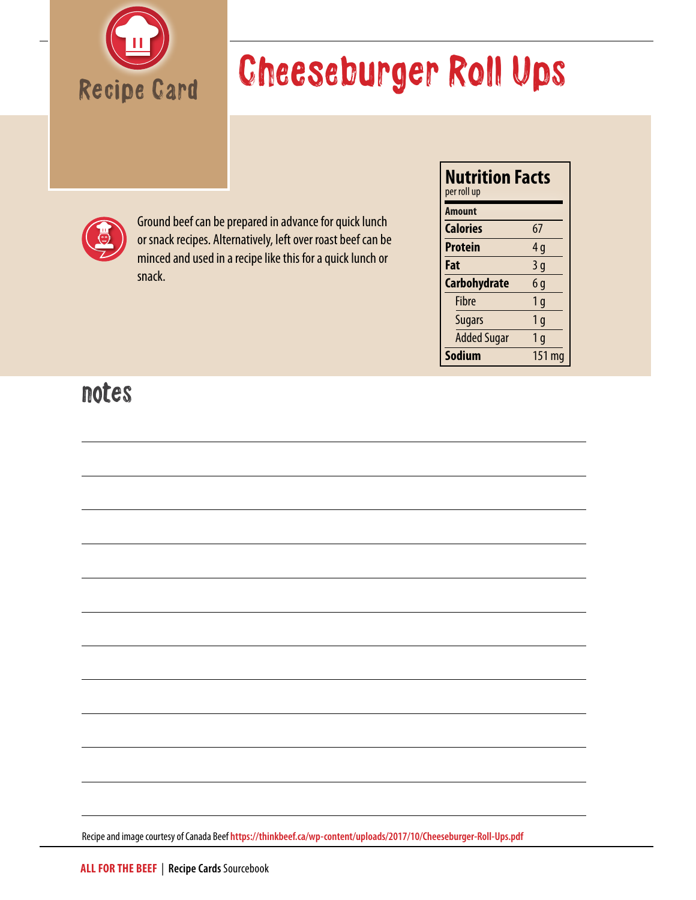Recipe Card

# Cheeseburger Roll Ups

Ground beef can be prepared in advance for quick lunch or snack recipes. Alternatively, left over roast beef can be minced and used in a recipe like this for a quick lunch or snack.

**Nutrition Facts**
per roll up

| Amount | |
|---|---|
| **Calories** | 67 |
| **Protein** | 4 g |
| **Fat** | 3 g |
| **Carbohydrate** | 6 g |
| Fibre | 1 g |
| Sugars | 1 g |
| Added Sugar | 1 g |
| **Sodium** | 151 mg |

## notes

Recipe and image courtesy of Canada Beef **https://thinkbeef.ca/wp-content/uploads/2017/10/Cheeseburger-Roll-Ups.pdf**